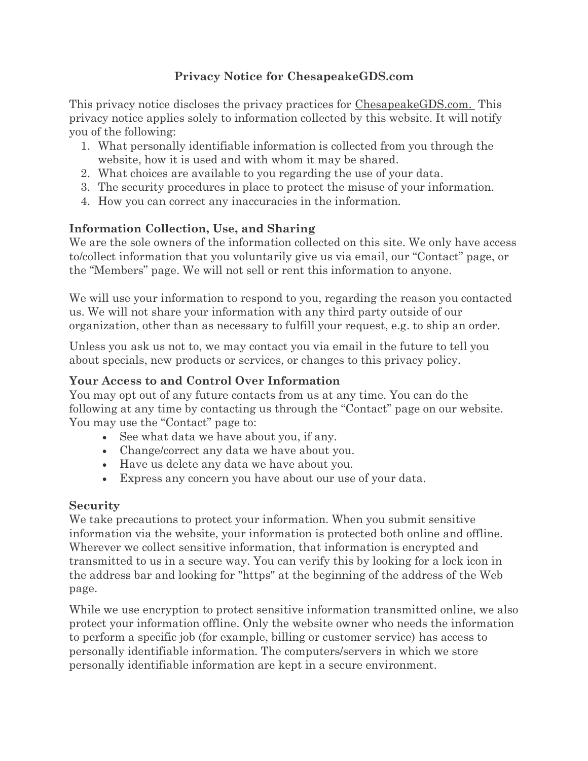# Privacy Notice for ChesapeakeGDS.com

This privacy notice discloses the privacy practices for ChesapeakeGDS.com. This privacy notice applies solely to information collected by this website. It will notify you of the following:

1. What personally identifiable information is collected from you through the website, how it is used and with whom it may be shared.
2. What choices are available to you regarding the use of your data.
3. The security procedures in place to protect the misuse of your information.
4. How you can correct any inaccuracies in the information.

## Information Collection, Use, and Sharing

We are the sole owners of the information collected on this site. We only have access to/collect information that you voluntarily give us via email, our "Contact" page, or the "Members" page. We will not sell or rent this information to anyone.

We will use your information to respond to you, regarding the reason you contacted us. We will not share your information with any third party outside of our organization, other than as necessary to fulfill your request, e.g. to ship an order.

Unless you ask us not to, we may contact you via email in the future to tell you about specials, new products or services, or changes to this privacy policy.

## Your Access to and Control Over Information

You may opt out of any future contacts from us at any time. You can do the following at any time by contacting us through the "Contact" page on our website. You may use the "Contact" page to:

- See what data we have about you, if any.
- Change/correct any data we have about you.
- Have us delete any data we have about you.
- Express any concern you have about our use of your data.

## Security

We take precautions to protect your information. When you submit sensitive information via the website, your information is protected both online and offline. Wherever we collect sensitive information, that information is encrypted and transmitted to us in a secure way. You can verify this by looking for a lock icon in the address bar and looking for "https" at the beginning of the address of the Web page.

While we use encryption to protect sensitive information transmitted online, we also protect your information offline. Only the website owner who needs the information to perform a specific job (for example, billing or customer service) has access to personally identifiable information. The computers/servers in which we store personally identifiable information are kept in a secure environment.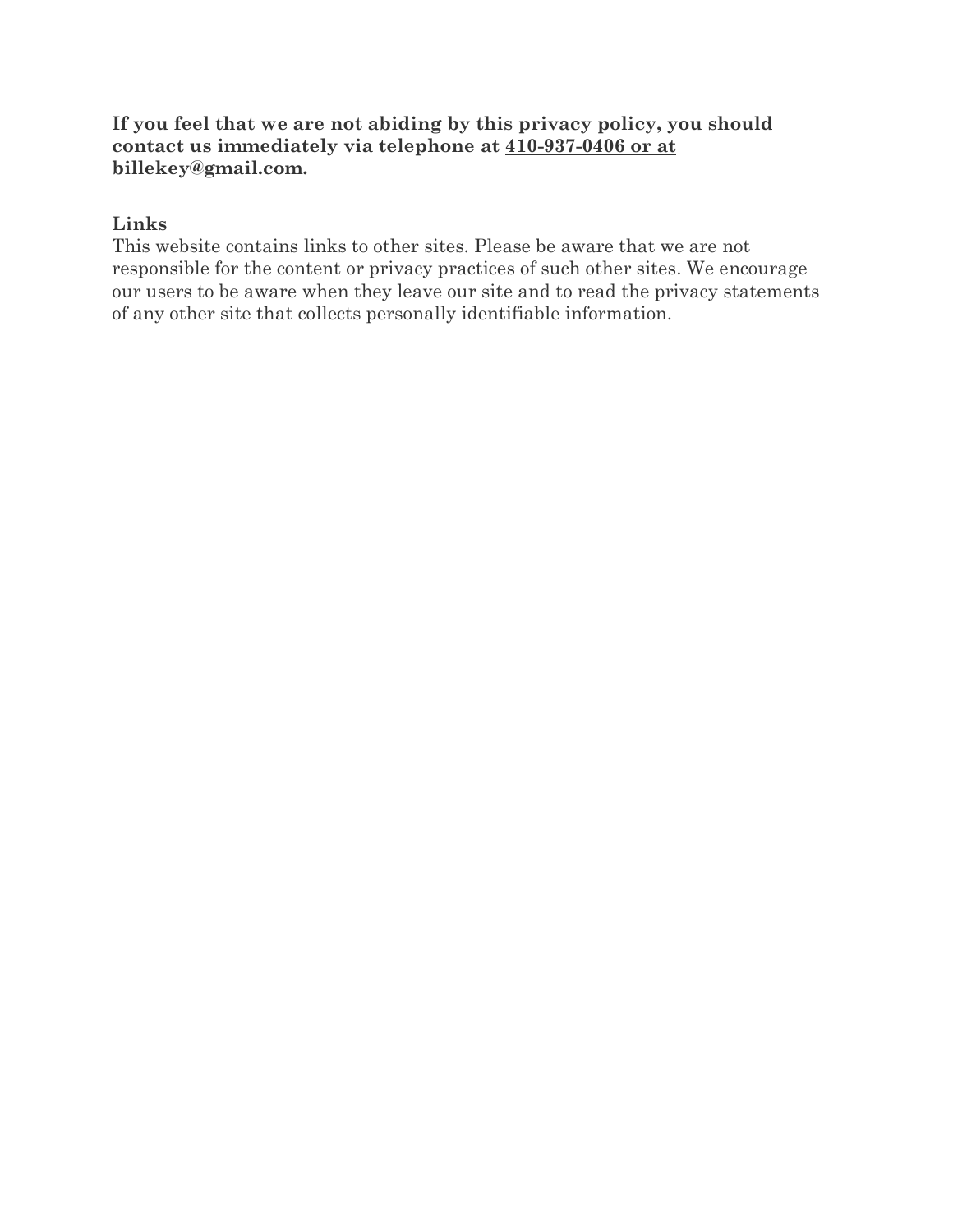**If you feel that we are not abiding by this privacy policy, you should contact us immediately via telephone at 410-937-0406 or at billekey@gmail.com.**

**Links**

This website contains links to other sites. Please be aware that we are not responsible for the content or privacy practices of such other sites. We encourage our users to be aware when they leave our site and to read the privacy statements of any other site that collects personally identifiable information.